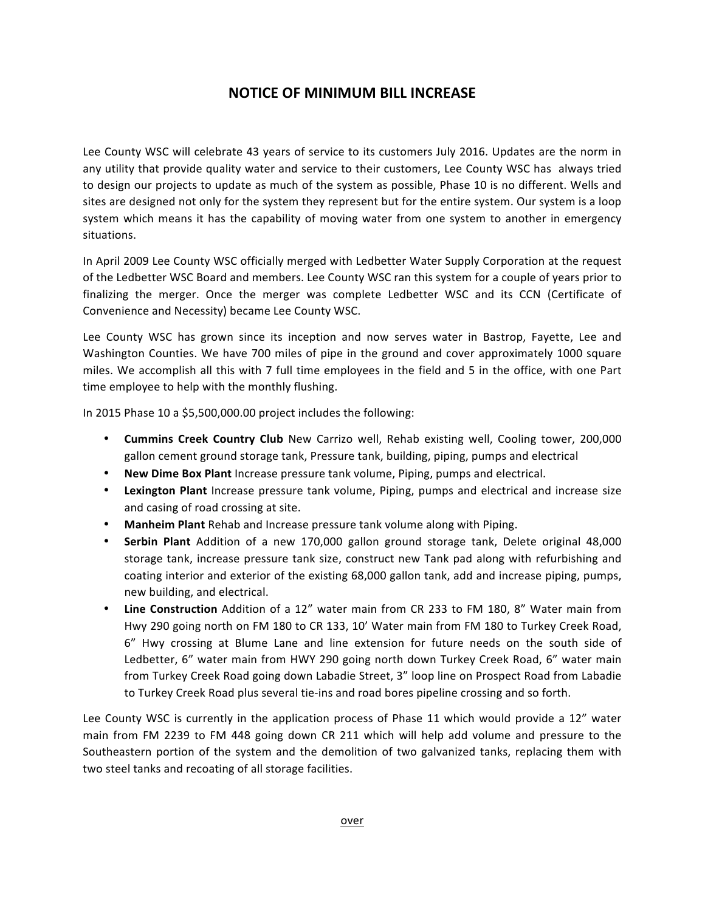# NOTICE OF MINIMUM BILL INCREASE

Lee County WSC will celebrate 43 years of service to its customers July 2016. Updates are the norm in any utility that provide quality water and service to their customers, Lee County WSC has always tried to design our projects to update as much of the system as possible, Phase 10 is no different. Wells and sites are designed not only for the system they represent but for the entire system. Our system is a loop system which means it has the capability of moving water from one system to another in emergency situations.

In April 2009 Lee County WSC officially merged with Ledbetter Water Supply Corporation at the request of the Ledbetter WSC Board and members. Lee County WSC ran this system for a couple of years prior to finalizing the merger. Once the merger was complete Ledbetter WSC and its CCN (Certificate of Convenience and Necessity) became Lee County WSC.

Lee County WSC has grown since its inception and now serves water in Bastrop, Fayette, Lee and Washington Counties. We have 700 miles of pipe in the ground and cover approximately 1000 square miles. We accomplish all this with 7 full time employees in the field and 5 in the office, with one Part time employee to help with the monthly flushing.

In 2015 Phase 10 a $5,500,000.00 project includes the following:

- **Cummins Creek Country Club** New Carrizo well, Rehab existing well, Cooling tower, 200,000 gallon cement ground storage tank, Pressure tank, building, piping, pumps and electrical
- **New Dime Box Plant** Increase pressure tank volume, Piping, pumps and electrical.
- **Lexington Plant** Increase pressure tank volume, Piping, pumps and electrical and increase size and casing of road crossing at site.
- **Manheim Plant** Rehab and Increase pressure tank volume along with Piping.
- **Serbin Plant** Addition of a new 170,000 gallon ground storage tank, Delete original 48,000 storage tank, increase pressure tank size, construct new Tank pad along with refurbishing and coating interior and exterior of the existing 68,000 gallon tank, add and increase piping, pumps, new building, and electrical.
- **Line Construction** Addition of a 12" water main from CR 233 to FM 180, 8" Water main from Hwy 290 going north on FM 180 to CR 133, 10' Water main from FM 180 to Turkey Creek Road, 6" Hwy crossing at Blume Lane and line extension for future needs on the south side of Ledbetter, 6" water main from HWY 290 going north down Turkey Creek Road, 6" water main from Turkey Creek Road going down Labadie Street, 3" loop line on Prospect Road from Labadie to Turkey Creek Road plus several tie-ins and road bores pipeline crossing and so forth.

Lee County WSC is currently in the application process of Phase 11 which would provide a 12" water main from FM 2239 to FM 448 going down CR 211 which will help add volume and pressure to the Southeastern portion of the system and the demolition of two galvanized tanks, replacing them with two steel tanks and recoating of all storage facilities.

over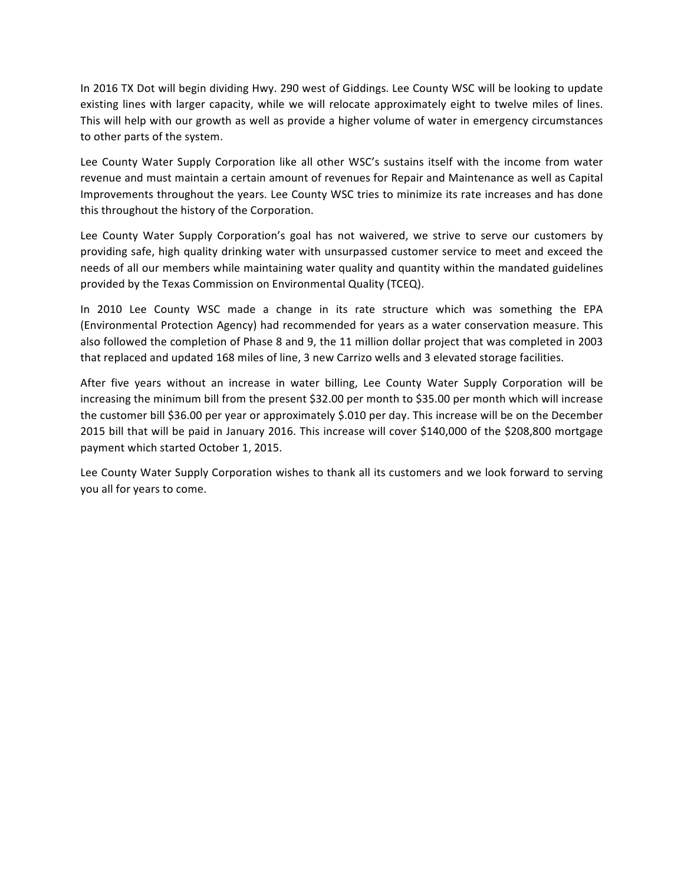In 2016 TX Dot will begin dividing Hwy. 290 west of Giddings. Lee County WSC will be looking to update existing lines with larger capacity, while we will relocate approximately eight to twelve miles of lines. This will help with our growth as well as provide a higher volume of water in emergency circumstances to other parts of the system.

Lee County Water Supply Corporation like all other WSC's sustains itself with the income from water revenue and must maintain a certain amount of revenues for Repair and Maintenance as well as Capital Improvements throughout the years. Lee County WSC tries to minimize its rate increases and has done this throughout the history of the Corporation.

Lee County Water Supply Corporation's goal has not waivered, we strive to serve our customers by providing safe, high quality drinking water with unsurpassed customer service to meet and exceed the needs of all our members while maintaining water quality and quantity within the mandated guidelines provided by the Texas Commission on Environmental Quality (TCEQ).

In 2010 Lee County WSC made a change in its rate structure which was something the EPA (Environmental Protection Agency) had recommended for years as a water conservation measure. This also followed the completion of Phase 8 and 9, the 11 million dollar project that was completed in 2003 that replaced and updated 168 miles of line, 3 new Carrizo wells and 3 elevated storage facilities.

After five years without an increase in water billing, Lee County Water Supply Corporation will be increasing the minimum bill from the present $32.00 per month to $35.00 per month which will increase the customer bill $36.00 per year or approximately $.010 per day. This increase will be on the December 2015 bill that will be paid in January 2016. This increase will cover $140,000 of the $208,800 mortgage payment which started October 1, 2015.

Lee County Water Supply Corporation wishes to thank all its customers and we look forward to serving you all for years to come.